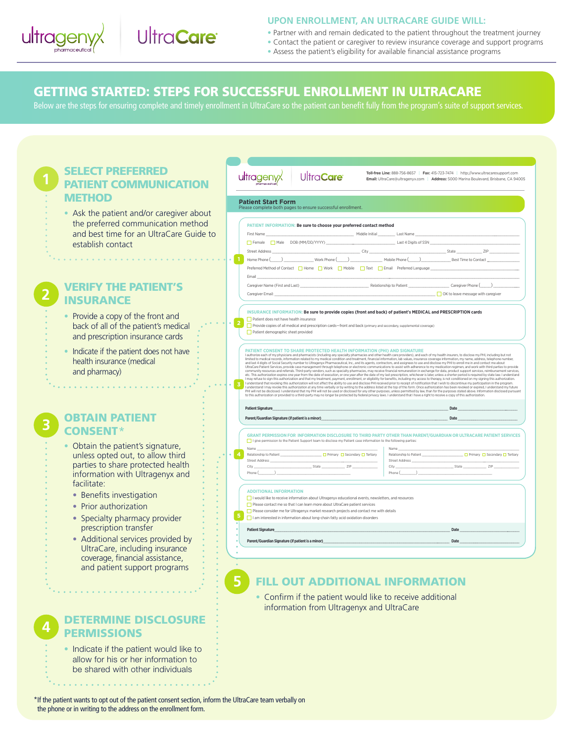ultragenyx pharmaceutical | UltraCare

## UPON ENROLLMENT, AN ULTRACARE GUIDE WILL:

- Partner with and remain dedicated to the patient throughout the treatment journey
- Contact the patient or caregiver to review insurance coverage and support programs
- Assess the patient's eligibility for available financial assistance programs

# GETTING STARTED: STEPS FOR SUCCESSFUL ENROLLMENT IN ULTRACARE

Below are the steps for ensuring complete and timely enrollment in UltraCare so the patient can benefit fully from the program's suite of support services.

## 1 SELECT PREFERRED PATIENT COMMUNICATION METHOD

- Ask the patient and/or caregiver about the preferred communication method and best time for an UltraCare Guide to establish contact

## 2 VERIFY THE PATIENT'S INSURANCE

- Provide a copy of the front and back of all of the patient's medical and prescription insurance cards
- Indicate if the patient does not have health insurance (medical and pharmacy)

## 3 OBTAIN PATIENT CONSENT*

- Obtain the patient's signature, unless opted out, to allow third parties to share protected health information with Ultragenyx and facilitate:
  - Benefits investigation
  - Prior authorization
  - Specialty pharmacy provider prescription transfer
  - Additional services provided by UltraCare, including insurance coverage, financial assistance, and patient support programs

## 4 DETERMINE DISCLOSURE PERMISSIONS

- Indicate if the patient would like to allow for his or her information to be shared with other individuals

## 5 FILL OUT ADDITIONAL INFORMATION

- Confirm if the patient would like to receive additional information from Ultragenyx and UltraCare

---

ultragenyx pharmaceutical | UltraCare

**Toll-free Line:** 888-756-8657 | **Fax:** 415-723-7474 | http://www.ultracaresupport.com
**Email:** UltraCare@ultragenyx.com | **Address:** 5000 Marina Boulevard, Brisbane, CA 94005

### Patient Start Form

Please complete both pages to ensure successful enrollment.

**1 PATIENT INFORMATION: Be sure to choose your preferred contact method**

First Name ______ Middle Initial ______ Last Name ______
☐ Female ☐ Male DOB (MM/DD/YYYY) ______ Last 4 Digits of SSN ______
Street Address ______ City ______ State ______ ZIP ______
Home Phone (___) ______ Work Phone (___) ______ Mobile Phone (___) ______ Best Time to Contact ______
Preferred Method of Contact ☐ Home ☐ Work ☐ Mobile ☐ Text ☐ Email Preferred Language ______
Email ______
Caregiver Name (First and Last) ______ Relationship to Patient ______ Caregiver Phone (___) ______
Caregiver Email ______ ☐ OK to leave message with caregiver

**2 INSURANCE INFORMATION: Be sure to provide copies (front and back) of patient's MEDICAL and PRESCRIPTION cards**

☐ Patient does not have health insurance
☐ Provide copies of all medical and prescription cards—front and back (primary and secondary, supplemental coverage)
☐ Patient demographic sheet provided

**3 PATIENT CONSENT TO SHARE PROTECTED HEALTH INFORMATION (PHI) AND SIGNATURE**

I authorize each of my physicians and pharmacists (including any specialty pharmacies and other health care providers), and each of my health insurers, to disclose my PHI, including but not limited to medical records, information related to my medical condition and treatment, financial information, lab values, insurance coverage information, my name, address, telephone number, and last 4 digits of Social Security number to Ultragenyx Pharmaceutical, Inc., and its agents, contractors, and assignees to use and disclose my PHI to enroll me in and contact me about UltraCare Patient Services, provide case management through telephone or electronic communications to assist with adherence to my medication regimen, and work with third parties to provide community resources and referrals. Third-party vendors, such as specialty pharmacies, may receive financial remuneration in exchange for data, product support services, reimbursement services, etc. This authorization expires one year from the date of execution, or one year after the date of my last prescription, whichever is later, unless a shorter period is required by state law. I understand I may refuse to sign this authorization and that my treatment, payment, enrollment, or eligibility for benefits, including my access to therapy, is not conditioned on my signing this authorization. I understand that revoking this authorization will not affect the ability to use and disclose PHI received prior to receipt of notification that I wish to discontinue my participation in the program. I understand I may revoke this authorization at any time verbally or by writing to the address listed at the top of this form. Once authorization has been revoked or expired, I understand my future PHI will not be disclosed. I understand that my PHI will not be used or disclosed for any other purposes, unless permitted by law, than for the purposes stated above. Information disclosed pursuant to this authorization or provided to a third-party may no longer be protected by federal privacy laws. I understand that I have a right to receive a copy of this authorization.

**Patient Signature** ______ **Date** ______
**Parent/Guardian Signature (if patient is a minor)** ______ **Date** ______

**4 GRANT PERMISSION FOR INFORMATION DISCLOSURE TO THIRD PARTY OTHER THAN PARENT/GUARDIAN OR ULTRACARE PATIENT SERVICES**

☐ I give permission to the Patient Support team to disclose my Patient case information to the following parties:

| | |
|---|---|
| Name ______ | Name ______ |
| Relationship to Patient ______ ☐ Primary ☐ Secondary ☐ Tertiary | Relationship to Patient ______ ☐ Primary ☐ Secondary ☐ Tertiary |
| Street Address ______ | Street Address ______ |
| City ______ State ______ ZIP ______ | City ______ State ______ ZIP ______ |
| Phone (___) ______ | Phone (___) ______ |

**5 ADDITIONAL INFORMATION**

☐ I would like to receive information about Ultragenyx educational events, newsletters, and resources
☐ Please contact me so that I can learn more about UltraCare patient services
☐ Please consider me for Ultragenyx market research projects and contact me with details
☐ I am interested in information about long-chain fatty acid oxidation disorders

**Patient Signature** ______ **Date** ______
**Parent/Guardian Signature (if patient is a minor)** ______ **Date** ______

---

*If the patient wants to opt out of the patient consent section, inform the UltraCare team verbally on the phone or in writing to the address on the enrollment form.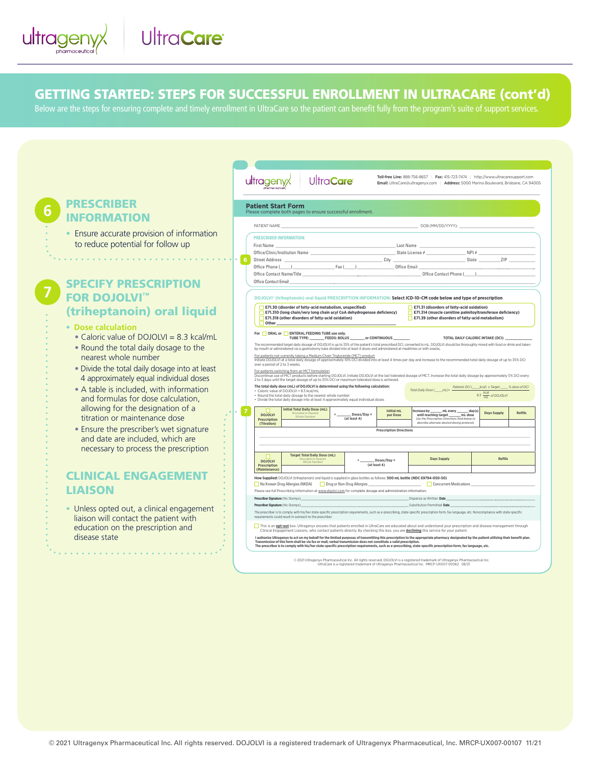ultragenyx pharmaceutical | UltraCare

# GETTING STARTED: STEPS FOR SUCCESSFUL ENROLLMENT IN ULTRACARE (cont'd)

Below are the steps for ensuring complete and timely enrollment in UltraCare so the patient can benefit fully from the program's suite of support services.

## 6 PRESCRIBER INFORMATION

- Ensure accurate provision of information to reduce potential for follow up

## 7 SPECIFY PRESCRIPTION FOR DOJOLVI™ (triheptanoin) oral liquid

- **Dose calculation**
  - Caloric value of DOJOLVI = 8.3 kcal/mL
  - Round the total daily dosage to the nearest whole number
  - Divide the total daily dosage into at least 4 approximately equal individual doses
  - A table is included, with information and formulas for dose calculation, allowing for the designation of a titration or maintenance dose
  - Ensure the prescriber's wet signature and date are included, which are necessary to process the prescription

## CLINICAL ENGAGEMENT LIAISON

- Unless opted out, a clinical engagement liaison will contact the patient with education on the prescription and disease state

---

ultragenyx pharmaceutical | UltraCare

**Toll-free Line:** 888-756-8657 | **Fax:** 415-723-7474 | http://www.ultracaresupport.com
**Email:** UltraCare@ultragenyx.com | **Address:** 5000 Marina Boulevard, Brisbane, CA 94005

### Patient Start Form

Please complete both pages to ensure successful enrollment.

PATIENT NAME ________ DOB (MM/DD/YYYY): ________

**PRESCRIBER INFORMATION:**

First Name ________ Last Name ________
Office/Clinic/Institution Name ________ State License # ________ NPI # ________
Street Address ________ City ________ State ________ ZIP ________
Office Phone (____) ________ Fax (____) ________ Office Email ________
Office Contact Name/Title ________ Office Contact Phone (____) ________
Office Contact Email ________

**DOJOLVI® (triheptanoin) oral liquid PRESCRIPTION INFORMATION: Select ICD-10-CM code below and type of prescription**

- ☐ **E71.30 (disorder of fatty-acid metabolism, unspecified)**
- ☐ **E71.310 (long chain/very long chain acyl CoA dehydrogenase deficiency)**
- ☐ **E71.318 (other disorders of fatty-acid oxidation)**
- ☐ **Other** ________
- ☐ **E71.31 (disorders of fatty-acid oxidation)**
- ☐ **E71.314 (muscle carnitine palmitoyltransferase deficiency)**
- ☐ **E71.39 (other disorders of fatty-acid metabolism)**

For ☐ ORAL or ☐ ENTERAL FEEDING TUBE use only.
TUBE TYPE: ________ FEEDS: BOLUS ________ or CONTINUOUS ________ TOTAL DAILY CALORIC INTAKE (DCI) ________

The recommended target daily dosage of DOJOLVI is up to 35% of the patient's total prescribed DCI, converted to mL. DOJOLVI should be thoroughly mixed with food or drink and taken by mouth or administered via a gastrostomy tube divided into at least 4 doses and administered at mealtimes or with snacks.

For patients not currently taking a Medium Chain Triglyceride (MCT) product
Initiate DOJOLVI at a total daily dosage of approximately 10% DCI divided into at least 4 times per day and increase to the recommended total daily dosage of up to 35% DCI over a period of 2 to 3 weeks.

For patients switching from an MCT formulation
Discontinue use of MCT products before starting DOJOLVI. Initiate DOJOLVI at the last tolerated dosage of MCT. Increase the total daily dosage by approximately 5% DCI every 2 to 3 days until the target dosage of up to 35% DCI or maximum tolerated dose is achieved.

**The total daily dose (mL) of DOJOLVI is determined using the following calculation:**
- Caloric value of DOJOLVI = 8.3 kcal/mL
- Round the total daily dosage to the nearest whole number
- Divide the total daily dosage into at least 4 approximately equal individual doses

$$\text{Total Daily Dose (\_\_\_mL)} = \frac{\text{Patients DCI (\_\_\_kcal)} \times \text{Target \_\_\_\% dose of DCI}}{8.3 \frac{kcal}{mL} \text{ of DOJOLVI}}$$

| ☐ DOJOLVI Prescription (Titration) | Initial Total Daily Dose (mL) Rounded to Nearest Whole Number | ÷ ________ Doses/Day = (at least 4) | Initial mL per Dose | Increase by ______ mL every ______ day(s) until reaching target ______ mL dose. Use the Prescription Directions field below to describe alternate desired dosing protocols | Days Supply | Refills |
|---|---|---|---|---|---|---|
| | | | | | | |
| | Prescription Directions | | | | | |

| ☐ DOJOLVI Prescription (Maintenance) | Target Total Daily Dose (mL) Rounded to Nearest Whole Number | ÷ ________ Doses/Day = (at least 4) | Days Supply | Refills |
|---|---|---|---|---|
| | | | | |

**How Supplied:** DOJOLVI (triheptanoin) oral liquid is supplied in glass bottles as follows: **500 mL bottle (NDC 69794-050-50)**

☐ No Known Drug Allergies (NKDA) ☐ Drug or Non-Drug Allergies ________ ☐ Concurrent Medications ________

Please see full Prescribing Information at www.dojolvi.com for complete dosage and administration information.

**Prescriber Signature** (No Stamps) ________ Dispense as Written **Date** ________
**Prescriber Signature** (No Stamps) ________ Substitution Permitted **Date** ________

The prescriber is to comply with his/her state-specific prescription requirements, such as e-prescribing, state-specific prescription form, fax language, etc. Noncompliance with state-specific requirements could result in outreach to the prescriber.

☐ This is an **opt-out** box. Ultragenyx ensures that patients enrolled in UltraCare are educated about and understand your prescription and disease management through Clinical Engagement Liaisons, who contact patients directly. By checking this box, you are **declining** this service for your patient.

**I authorize Ultragenyx to act on my behalf for the limited purposes of transmitting this prescription to the appropriate pharmacy designated by the patient utilizing their benefit plan. Transmission of this form shall be via fax or mail; verbal transmission does not constitute a valid prescription. The prescriber is to comply with his/her state-specific prescription requirements, such as e-prescribing, state-specific prescription form, fax language, etc.**

© 2021 Ultragenyx Pharmaceutical Inc. All rights reserved. DOJOLVI is a registered trademark of Ultragenyx Pharmaceutical Inc. UltraCare is a registered trademark of Ultragenyx Pharmaceutical Inc. MRCP-UX007-00062 08/21

© 2021 Ultragenyx Pharmaceutical Inc. All rights reserved. DOJOLVI is a registered trademark of Ultragenyx Pharmaceutical, Inc. MRCP-UX007-00107 11/21